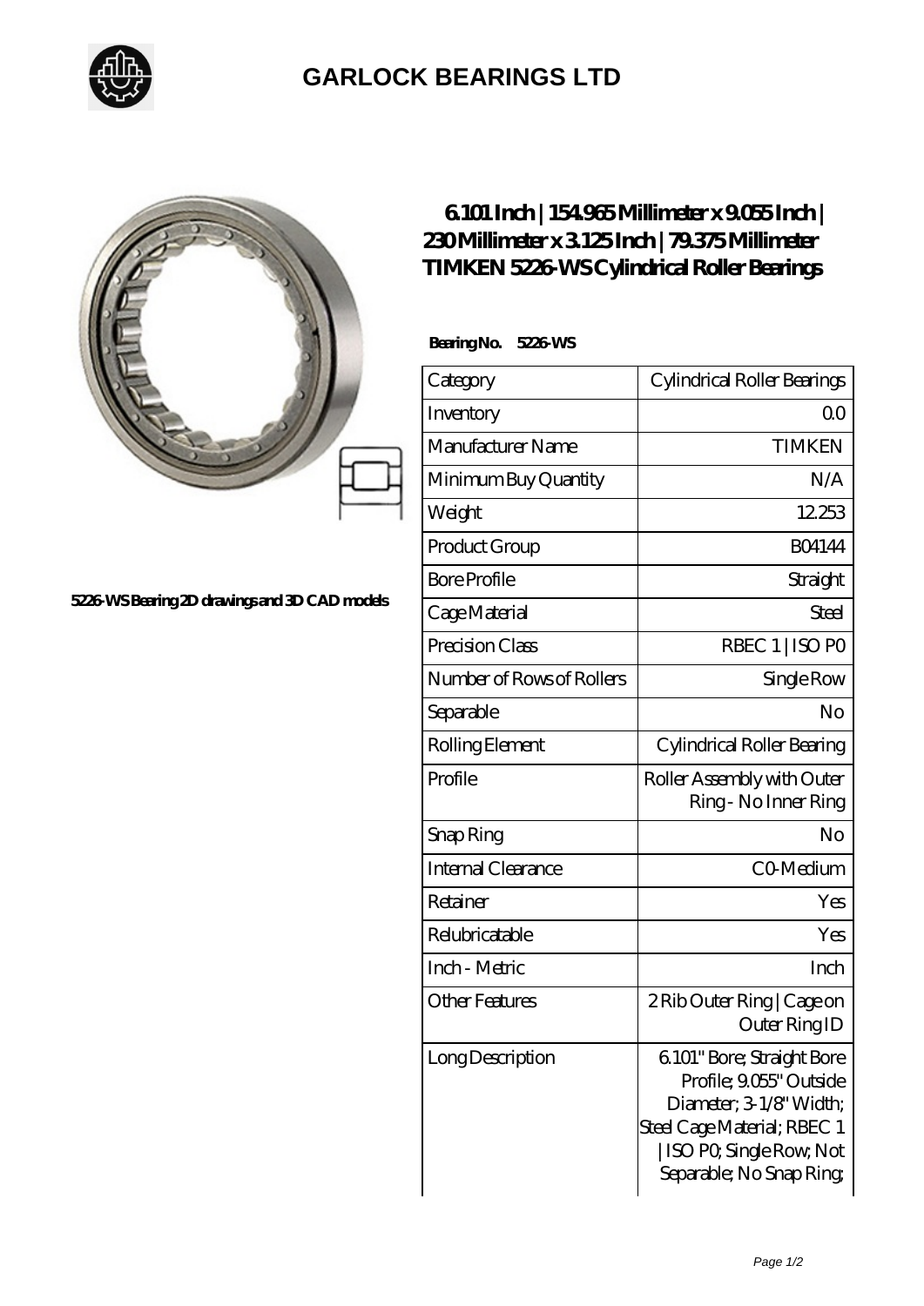# GARLOCK BEARINGS LTD

5226-WS Bearing 2D drawings and 3D CAD models

## 6.101 Inch | 154.965 Millimeter x 9.055 Inch | 230 Millimeter x 3.125 Inch | 79.375 Millimeter TIMKEN 5226-WS Cylindrical Roller Bearings

**Bearing No. 5226-WS**

| Category | Cylindrical Roller Bearings |
|---|---|
| Inventory | 0.0 |
| Manufacturer Name | TIMKEN |
| Minimum Buy Quantity | N/A |
| Weight | 12.253 |
| Product Group | B04144 |
| Bore Profile | Straight |
| Cage Material | Steel |
| Precision Class | RBEC 1 \| ISO P0 |
| Number of Rows of Rollers | Single Row |
| Separable | No |
| Rolling Element | Cylindrical Roller Bearing |
| Profile | Roller Assembly with Outer Ring - No Inner Ring |
| Snap Ring | No |
| Internal Clearance | C0-Medium |
| Retainer | Yes |
| Relubricatable | Yes |
| Inch - Metric | Inch |
| Other Features | 2 Rib Outer Ring \| Cage on Outer Ring ID |
| Long Description | 6.101" Bore; Straight Bore Profile; 9.055" Outside Diameter; 3-1/8" Width; Steel Cage Material; RBEC 1 \| ISO P0; Single Row; Not Separable; No Snap Ring; |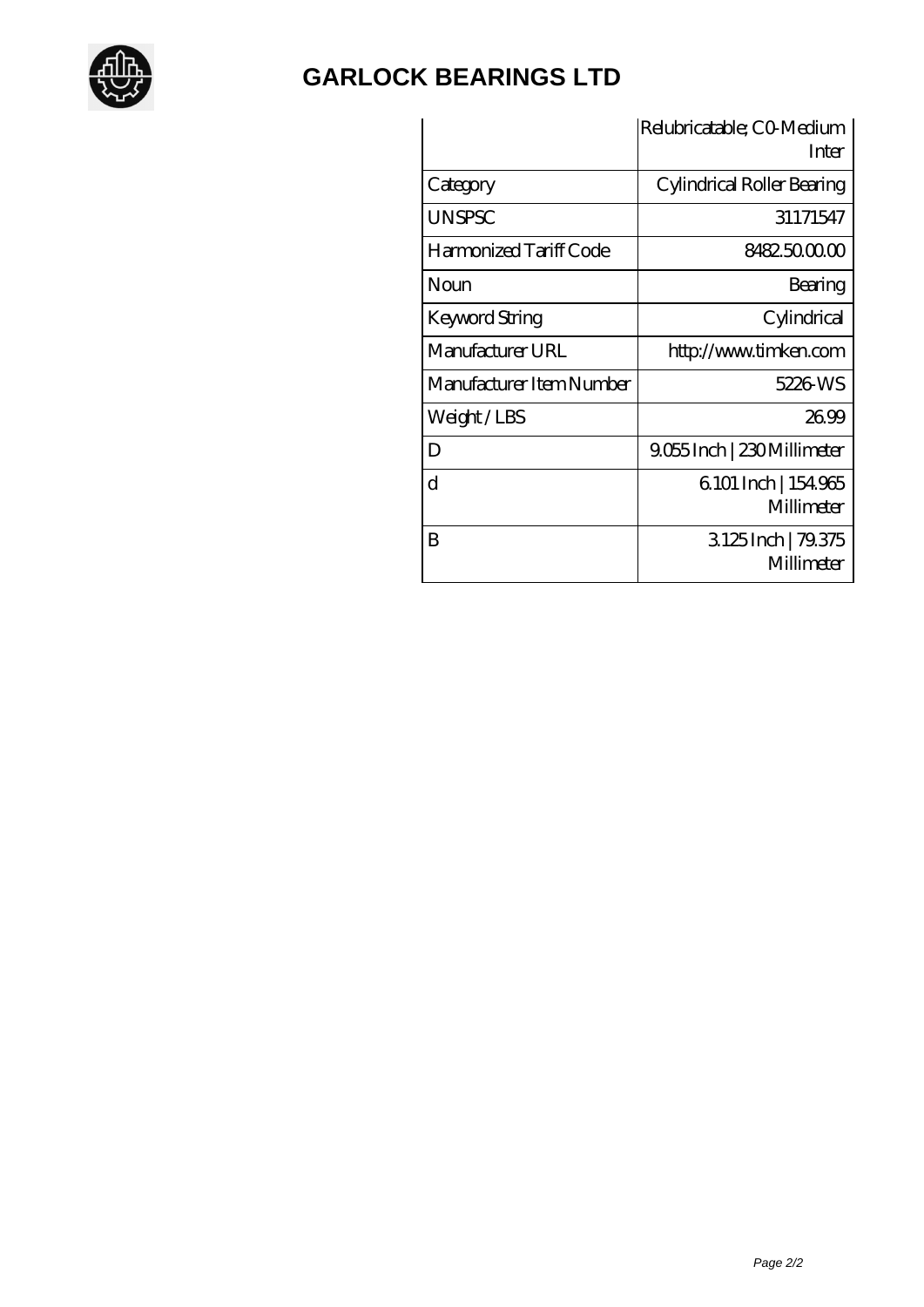# GARLOCK BEARINGS LTD

| | |
|---|---|
| | Relubricatable; C0-Medium Inter |
| Category | Cylindrical Roller Bearing |
| UNSPSC | 31171547 |
| Harmonized Tariff Code | 8482.50.00.00 |
| Noun | Bearing |
| Keyword String | Cylindrical |
| Manufacturer URL | http://www.timken.com |
| Manufacturer Item Number | 5226-WS |
| Weight / LBS | 26.99 |
| D | 9.055 Inch \| 230 Millimeter |
| d | 6.101 Inch \| 154.965 Millimeter |
| B | 3.125 Inch \| 79.375 Millimeter |